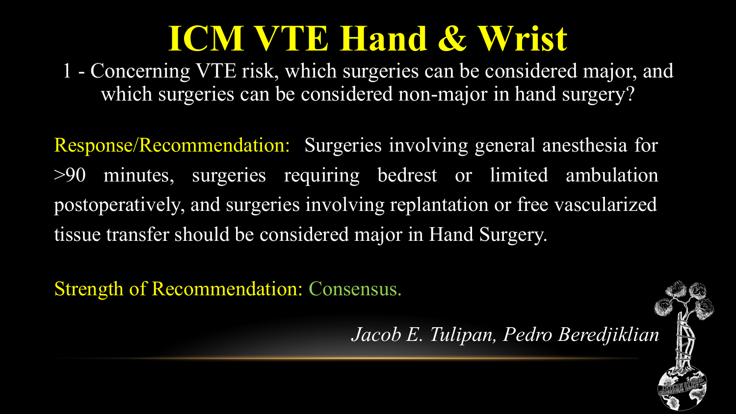# ICM VTE Hand & Wrist

1 - Concerning VTE risk, which surgeries can be considered major, and which surgeries can be considered non-major in hand surgery?

Response/Recommendation: Surgeries involving general anesthesia for >90 minutes, surgeries requiring bedrest or limited ambulation postoperatively, and surgeries involving replantation or free vascularized tissue transfer should be considered major in Hand Surgery.

Strength of Recommendation: Consensus.

*Jacob E. Tulipan, Pedro Beredjiklian*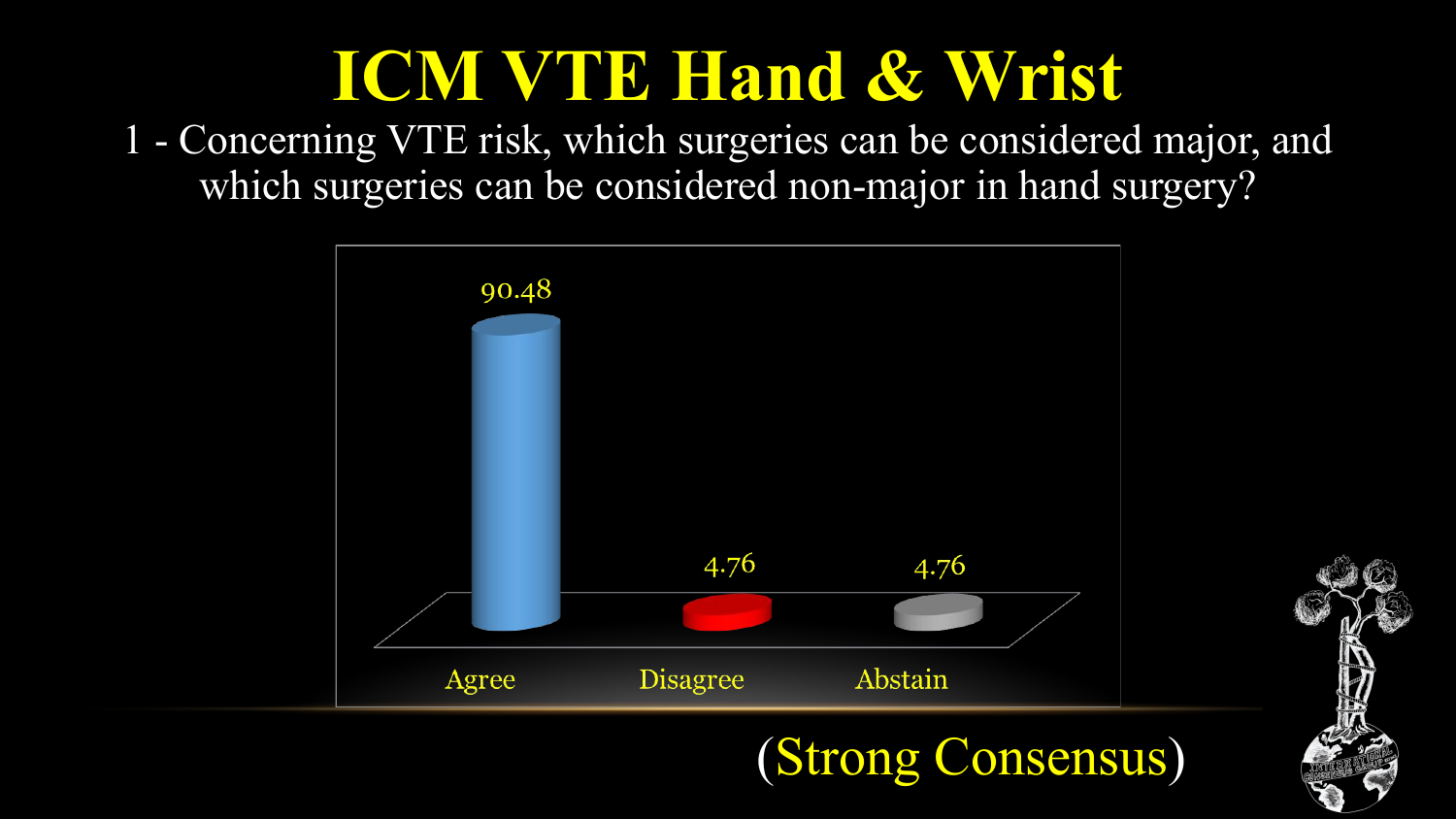# ICM VTE Hand & Wrist

1 - Concerning VTE risk, which surgeries can be considered major, and which surgeries can be considered non-major in hand surgery?

| Agree | Disagree | Abstain |
|---|---|---|
| 90.48 | 4.76 | 4.76 |

(Strong Consensus)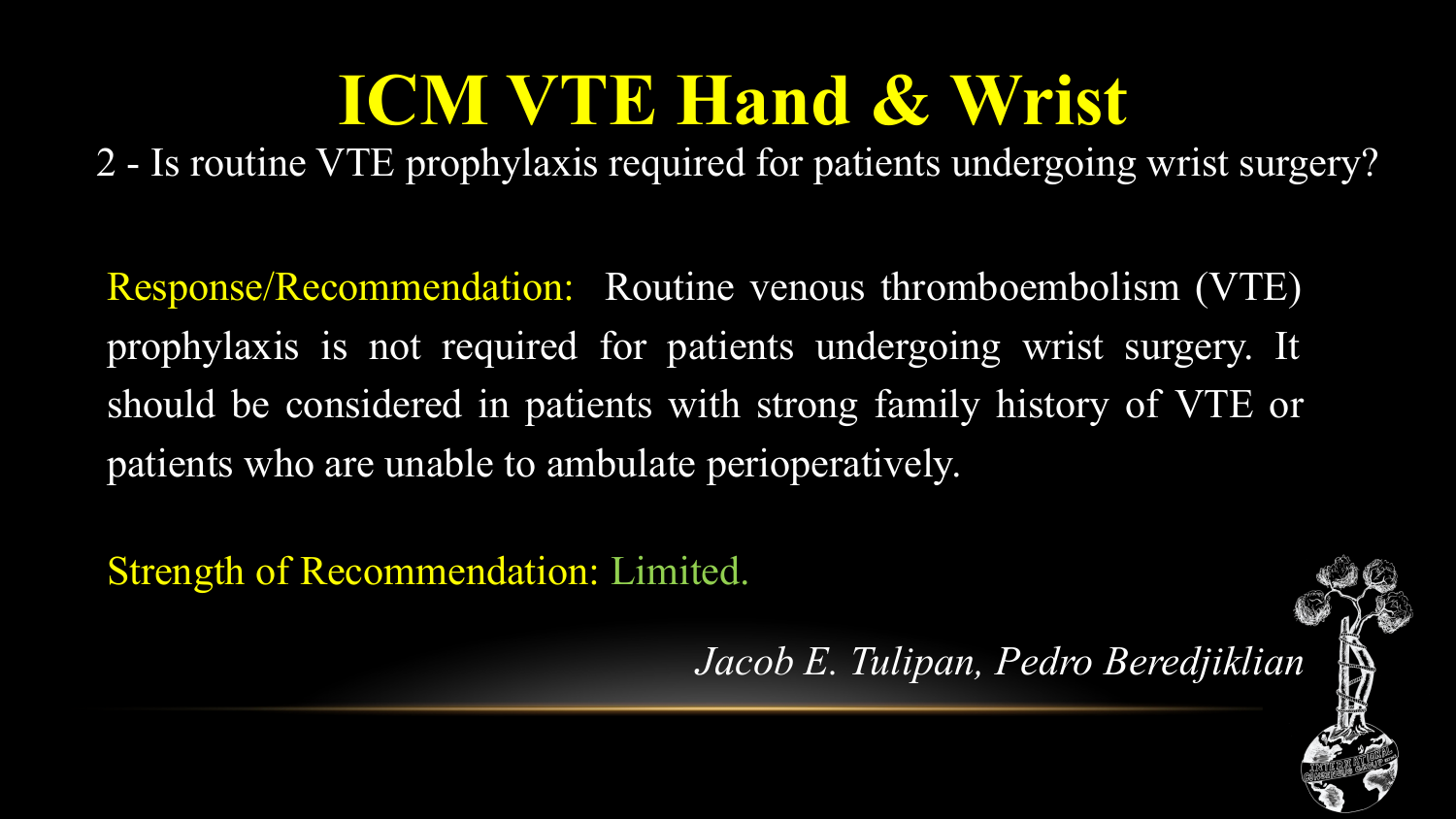# ICM VTE Hand & Wrist

2 - Is routine VTE prophylaxis required for patients undergoing wrist surgery?

Response/Recommendation: Routine venous thromboembolism (VTE) prophylaxis is not required for patients undergoing wrist surgery. It should be considered in patients with strong family history of VTE or patients who are unable to ambulate perioperatively.

Strength of Recommendation: Limited.

*Jacob E. Tulipan, Pedro Beredjiklian*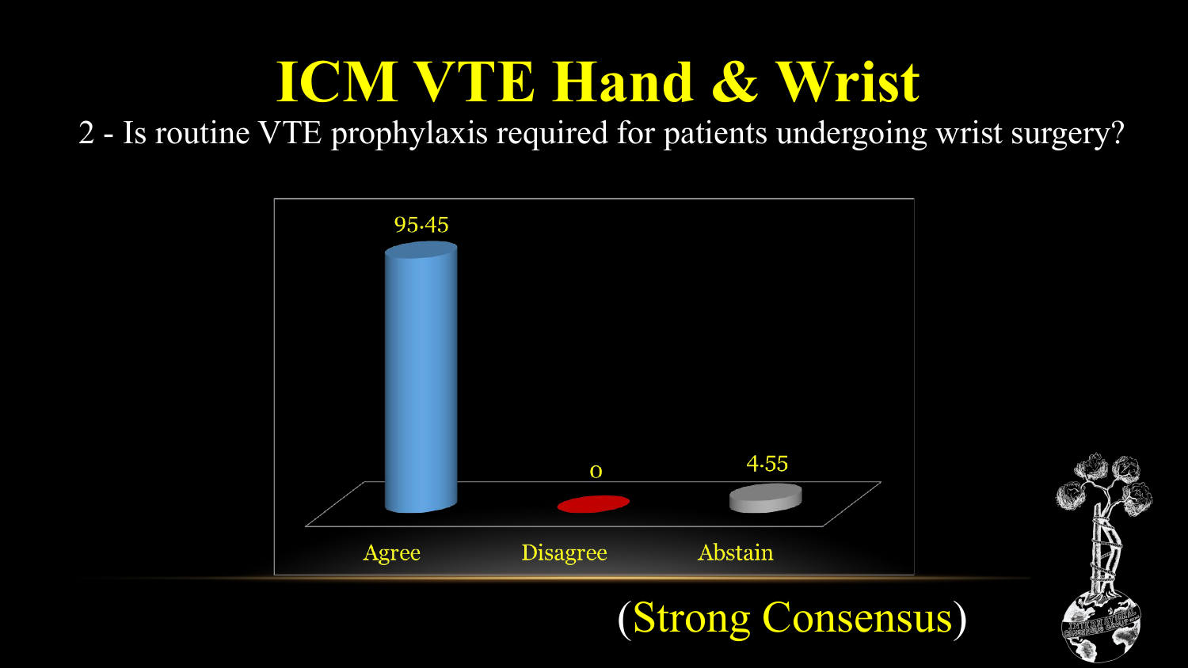# ICM VTE Hand & Wrist

2 - Is routine VTE prophylaxis required for patients undergoing wrist surgery?

| Agree | Disagree | Abstain |
|---|---|---|
| 95.45 | 0 | 4.55 |

(Strong Consensus)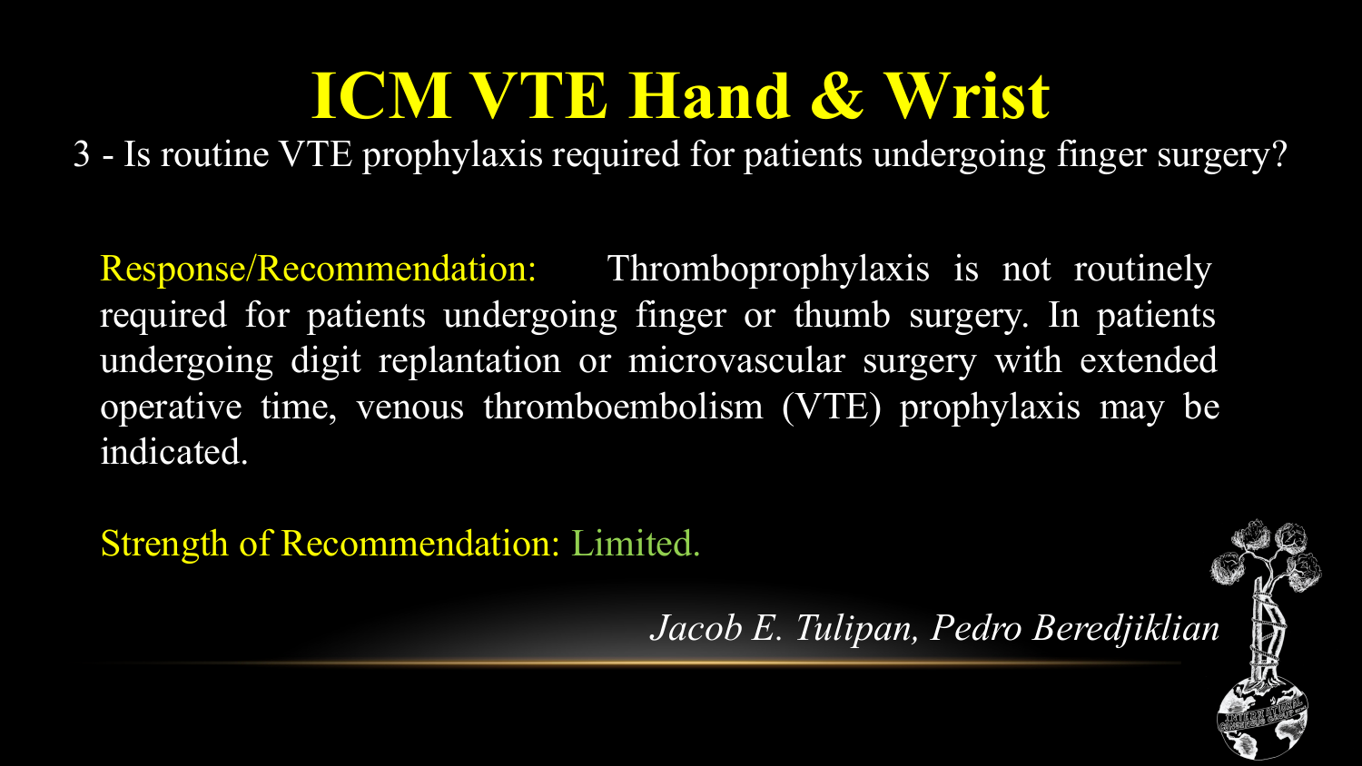# ICM VTE Hand & Wrist

3 - Is routine VTE prophylaxis required for patients undergoing finger surgery?

Response/Recommendation: Thromboprophylaxis is not routinely required for patients undergoing finger or thumb surgery. In patients undergoing digit replantation or microvascular surgery with extended operative time, venous thromboembolism (VTE) prophylaxis may be indicated.

Strength of Recommendation: Limited.

*Jacob E. Tulipan, Pedro Beredjiklian*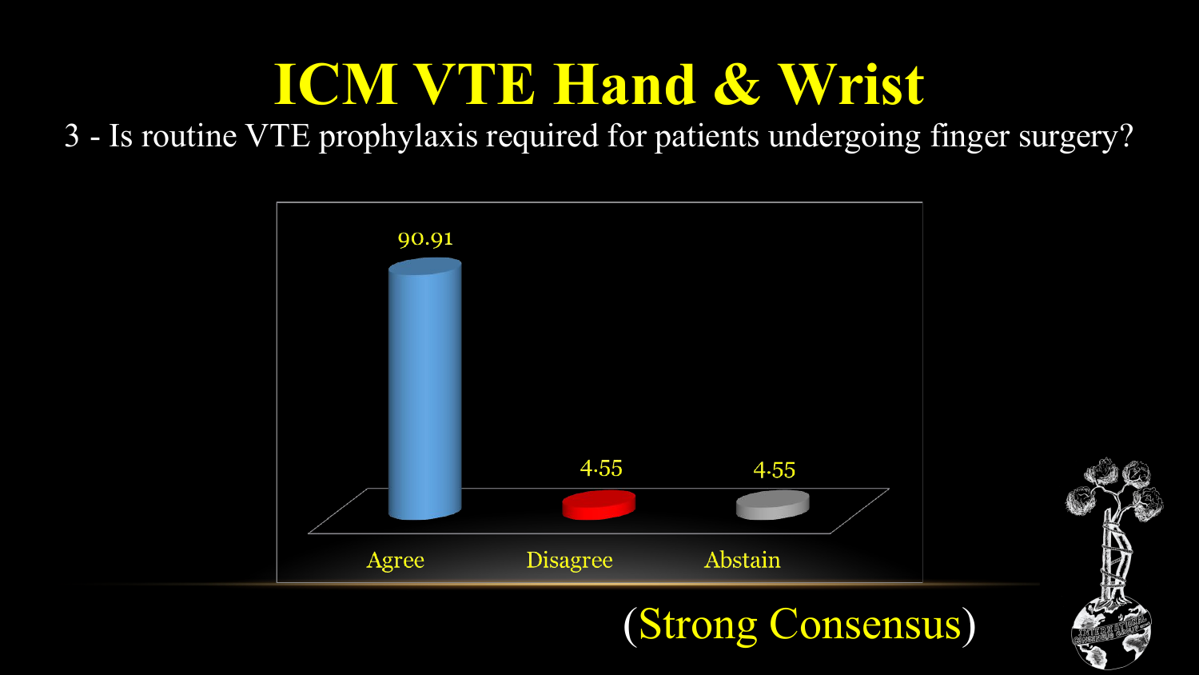# ICM VTE Hand & Wrist

3 - Is routine VTE prophylaxis required for patients undergoing finger surgery?

| Agree | Disagree | Abstain |
| --- | --- | --- |
| 90.91 | 4.55 | 4.55 |

(Strong Consensus)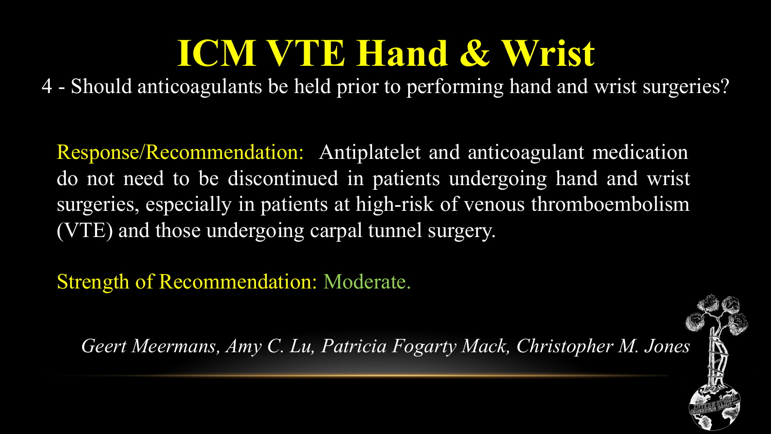# ICM VTE Hand & Wrist

4 - Should anticoagulants be held prior to performing hand and wrist surgeries?

Response/Recommendation: Antiplatelet and anticoagulant medication do not need to be discontinued in patients undergoing hand and wrist surgeries, especially in patients at high-risk of venous thromboembolism (VTE) and those undergoing carpal tunnel surgery.

Strength of Recommendation: Moderate.

*Geert Meermans, Amy C. Lu, Patricia Fogarty Mack, Christopher M. Jones*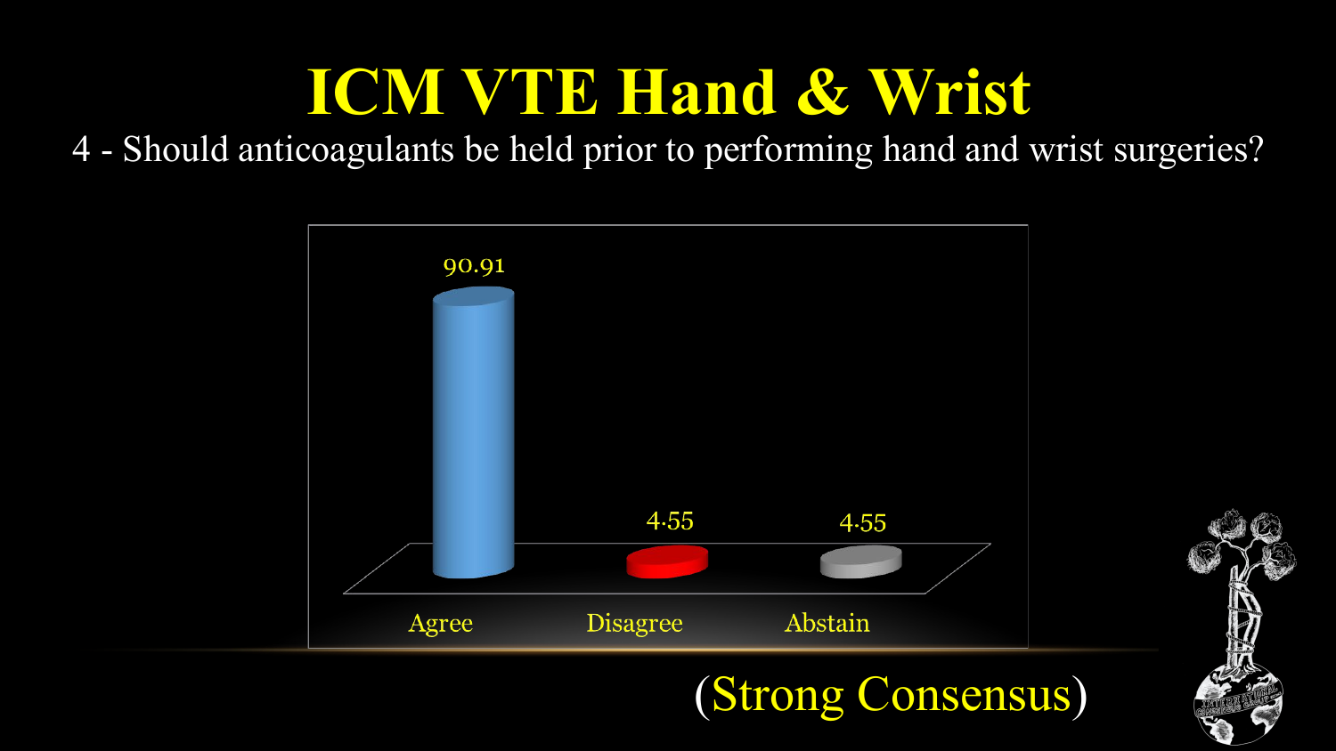# ICM VTE Hand & Wrist

4 - Should anticoagulants be held prior to performing hand and wrist surgeries?

90.91

4.55

4.55

Agree

Disagree

Abstain

(Strong Consensus)